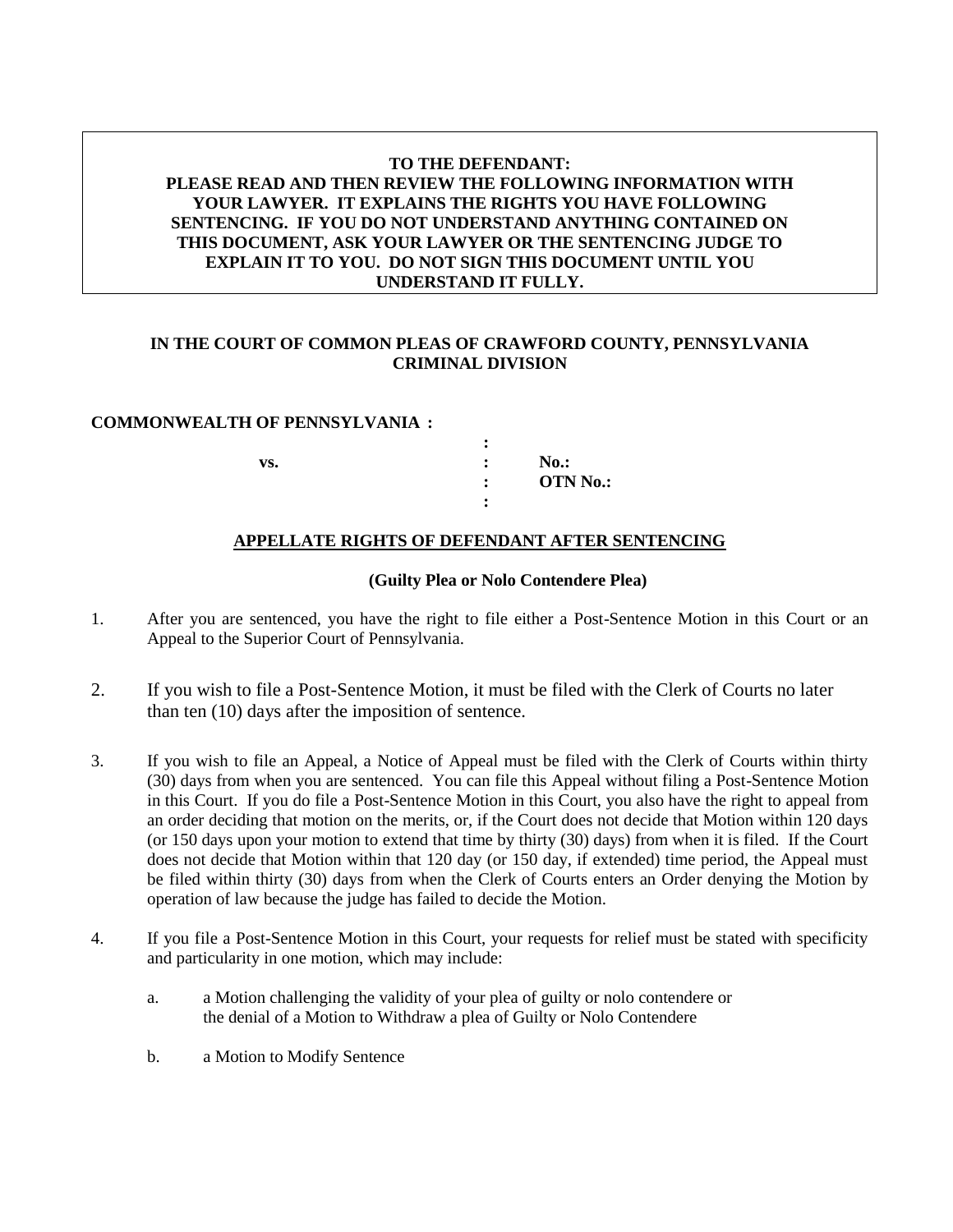**TO THE DEFENDANT:**
**PLEASE READ AND THEN REVIEW THE FOLLOWING INFORMATION WITH YOUR LAWYER. IT EXPLAINS THE RIGHTS YOU HAVE FOLLOWING SENTENCING. IF YOU DO NOT UNDERSTAND ANYTHING CONTAINED ON THIS DOCUMENT, ASK YOUR LAWYER OR THE SENTENCING JUDGE TO EXPLAIN IT TO YOU. DO NOT SIGN THIS DOCUMENT UNTIL YOU UNDERSTAND IT FULLY.**

**IN THE COURT OF COMMON PLEAS OF CRAWFORD COUNTY, PENNSYLVANIA**
**CRIMINAL DIVISION**

| | | |
|---|---|---|
| **COMMONWEALTH OF PENNSYLVANIA** | **:** | |
| | **:** | |
| **vs.** | **:** | **No.:** |
| | **:** | **OTN No.:** |
| | **:** | |

**APPELLATE RIGHTS OF DEFENDANT AFTER SENTENCING**

**(Guilty Plea or Nolo Contendere Plea)**

1. After you are sentenced, you have the right to file either a Post-Sentence Motion in this Court or an Appeal to the Superior Court of Pennsylvania.

2. If you wish to file a Post-Sentence Motion, it must be filed with the Clerk of Courts no later than ten (10) days after the imposition of sentence.

3. If you wish to file an Appeal, a Notice of Appeal must be filed with the Clerk of Courts within thirty (30) days from when you are sentenced. You can file this Appeal without filing a Post-Sentence Motion in this Court. If you do file a Post-Sentence Motion in this Court, you also have the right to appeal from an order deciding that motion on the merits, or, if the Court does not decide that Motion within 120 days (or 150 days upon your motion to extend that time by thirty (30) days) from when it is filed. If the Court does not decide that Motion within that 120 day (or 150 day, if extended) time period, the Appeal must be filed within thirty (30) days from when the Clerk of Courts enters an Order denying the Motion by operation of law because the judge has failed to decide the Motion.

4. If you file a Post-Sentence Motion in this Court, your requests for relief must be stated with specificity and particularity in one motion, which may include:

   a. a Motion challenging the validity of your plea of guilty or nolo contendere or the denial of a Motion to Withdraw a plea of Guilty or Nolo Contendere

   b. a Motion to Modify Sentence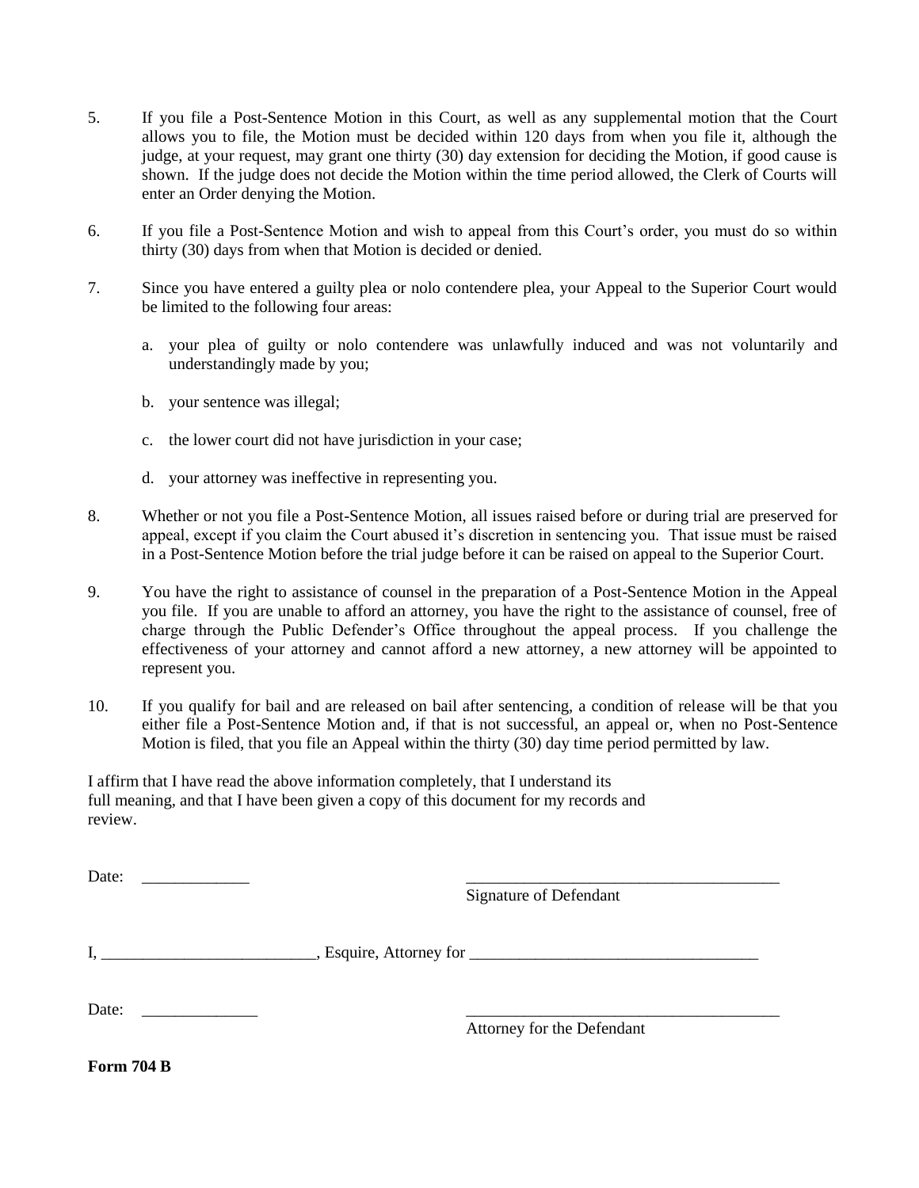5. If you file a Post-Sentence Motion in this Court, as well as any supplemental motion that the Court allows you to file, the Motion must be decided within 120 days from when you file it, although the judge, at your request, may grant one thirty (30) day extension for deciding the Motion, if good cause is shown. If the judge does not decide the Motion within the time period allowed, the Clerk of Courts will enter an Order denying the Motion.

6. If you file a Post-Sentence Motion and wish to appeal from this Court's order, you must do so within thirty (30) days from when that Motion is decided or denied.

7. Since you have entered a guilty plea or nolo contendere plea, your Appeal to the Superior Court would be limited to the following four areas:

   a. your plea of guilty or nolo contendere was unlawfully induced and was not voluntarily and understandingly made by you;

   b. your sentence was illegal;

   c. the lower court did not have jurisdiction in your case;

   d. your attorney was ineffective in representing you.

8. Whether or not you file a Post-Sentence Motion, all issues raised before or during trial are preserved for appeal, except if you claim the Court abused it's discretion in sentencing you. That issue must be raised in a Post-Sentence Motion before the trial judge before it can be raised on appeal to the Superior Court.

9. You have the right to assistance of counsel in the preparation of a Post-Sentence Motion in the Appeal you file. If you are unable to afford an attorney, you have the right to the assistance of counsel, free of charge through the Public Defender's Office throughout the appeal process. If you challenge the effectiveness of your attorney and cannot afford a new attorney, a new attorney will be appointed to represent you.

10. If you qualify for bail and are released on bail after sentencing, a condition of release will be that you either file a Post-Sentence Motion and, if that is not successful, an appeal or, when no Post-Sentence Motion is filed, that you file an Appeal within the thirty (30) day time period permitted by law.

I affirm that I have read the above information completely, that I understand its full meaning, and that I have been given a copy of this document for my records and review.

Date: _____________ _______________________________________
Signature of Defendant

I, _________________________, Esquire, Attorney for ___________________________________

Date: ______________ _______________________________________
Attorney for the Defendant

**Form 704 B**